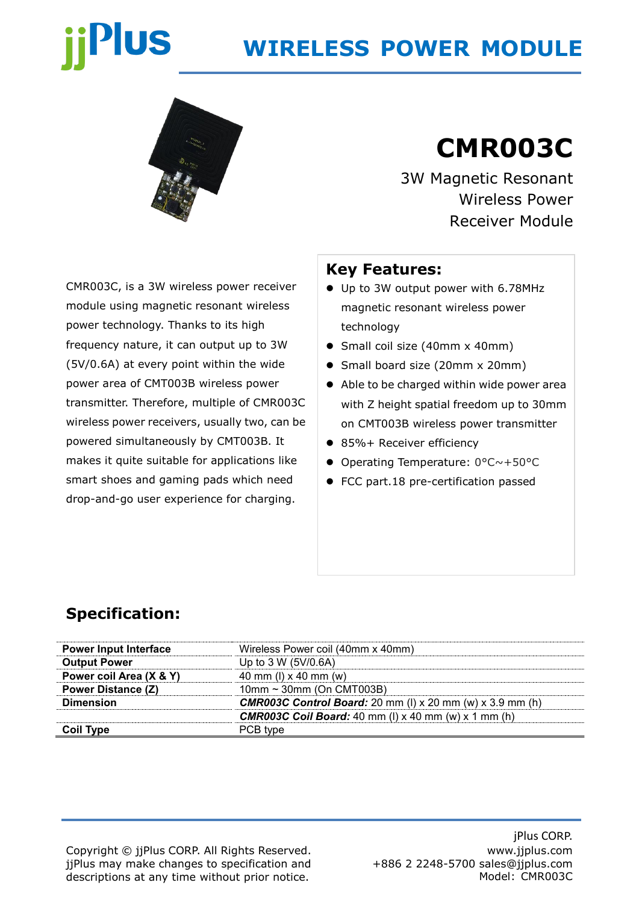# WIRELESS POWER MODULE

# CMR003C

3W Magnetic Resonant Wireless Power Receiver Module

CMR003C, is a 3W wireless power receiver module using magnetic resonant wireless power technology. Thanks to its high frequency nature, it can output up to 3W (5V/0.6A) at every point within the wide power area of CMT003B wireless power transmitter. Therefore, multiple of CMR003C wireless power receivers, usually two, can be powered simultaneously by CMT003B. It makes it quite suitable for applications like smart shoes and gaming pads which need drop-and-go user experience for charging.

## Key Features:

- Up to 3W output power with 6.78MHz magnetic resonant wireless power technology
- Small coil size (40mm x 40mm)
- Small board size (20mm x 20mm)
- Able to be charged within wide power area with Z height spatial freedom up to 30mm on CMT003B wireless power transmitter
- 85%+ Receiver efficiency
- Operating Temperature: 0°C~+50°C
- FCC part.18 pre-certification passed

## Specification:

| | |
|---|---|
| **Power Input Interface** | Wireless Power coil (40mm x 40mm) |
| **Output Power** | Up to 3 W (5V/0.6A) |
| **Power coil Area (X & Y)** | 40 mm (l) x 40 mm (w) |
| **Power Distance (Z)** | 10mm ~ 30mm (On CMT003B) |
| **Dimension** | ***CMR003C Control Board:*** 20 mm (l) x 20 mm (w) x 3.9 mm (h) |
| | ***CMR003C Coil Board:*** 40 mm (l) x 40 mm (w) x 1 mm (h) |
| **Coil Type** | PCB type |

Copyright © jjPlus CORP. All Rights Reserved.
jjPlus may make changes to specification and descriptions at any time without prior notice.

jPlus CORP.
www.jjplus.com
+886 2 2248-5700 sales@jjplus.com
Model: CMR003C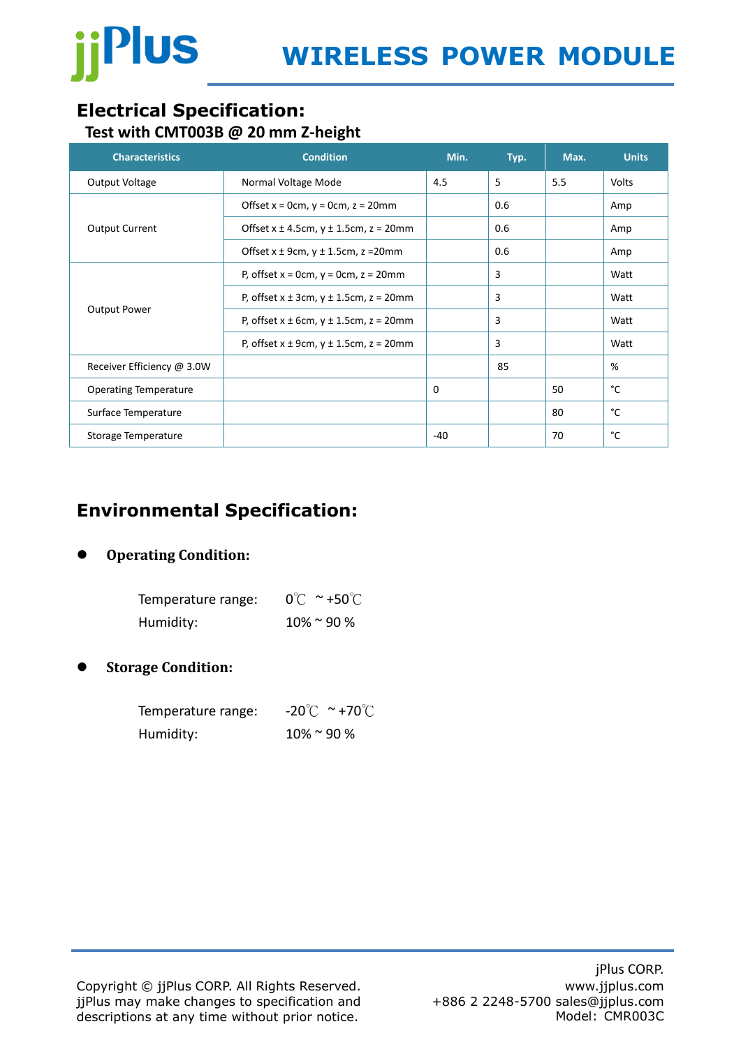## Electrical Specification:

### Test with CMT003B @ 20 mm Z-height

| Characteristics | Condition | Min. | Typ. | Max. | Units |
|---|---|---|---|---|---|
| Output Voltage | Normal Voltage Mode | 4.5 | 5 | 5.5 | Volts |
| Output Current | Offset x = 0cm, y = 0cm, z = 20mm | | 0.6 | | Amp |
| | Offset x ± 4.5cm, y ± 1.5cm, z = 20mm | | 0.6 | | Amp |
| | Offset x ± 9cm, y ± 1.5cm, z =20mm | | 0.6 | | Amp |
| Output Power | P, offset x = 0cm, y = 0cm, z = 20mm | | 3 | | Watt |
| | P, offset x ± 3cm, y ± 1.5cm, z = 20mm | | 3 | | Watt |
| | P, offset x ± 6cm, y ± 1.5cm, z = 20mm | | 3 | | Watt |
| | P, offset x ± 9cm, y ± 1.5cm, z = 20mm | | 3 | | Watt |
| Receiver Efficiency @ 3.0W | | | 85 | | % |
| Operating Temperature | | 0 | | 50 | °C |
| Surface Temperature | | | | 80 | °C |
| Storage Temperature | | -40 | | 70 | °C |

## Environmental Specification:

- **Operating Condition:**

  Temperature range: 0℃ ~ +50℃
  Humidity: 10% ~ 90 %

- **Storage Condition:**

  Temperature range: -20℃ ~ +70℃
  Humidity: 10% ~ 90 %

Copyright © jjPlus CORP. All Rights Reserved.
jjPlus may make changes to specification and descriptions at any time without prior notice.

jPlus CORP.
www.jjplus.com
+886 2 2248-5700 sales@jjplus.com
Model: CMR003C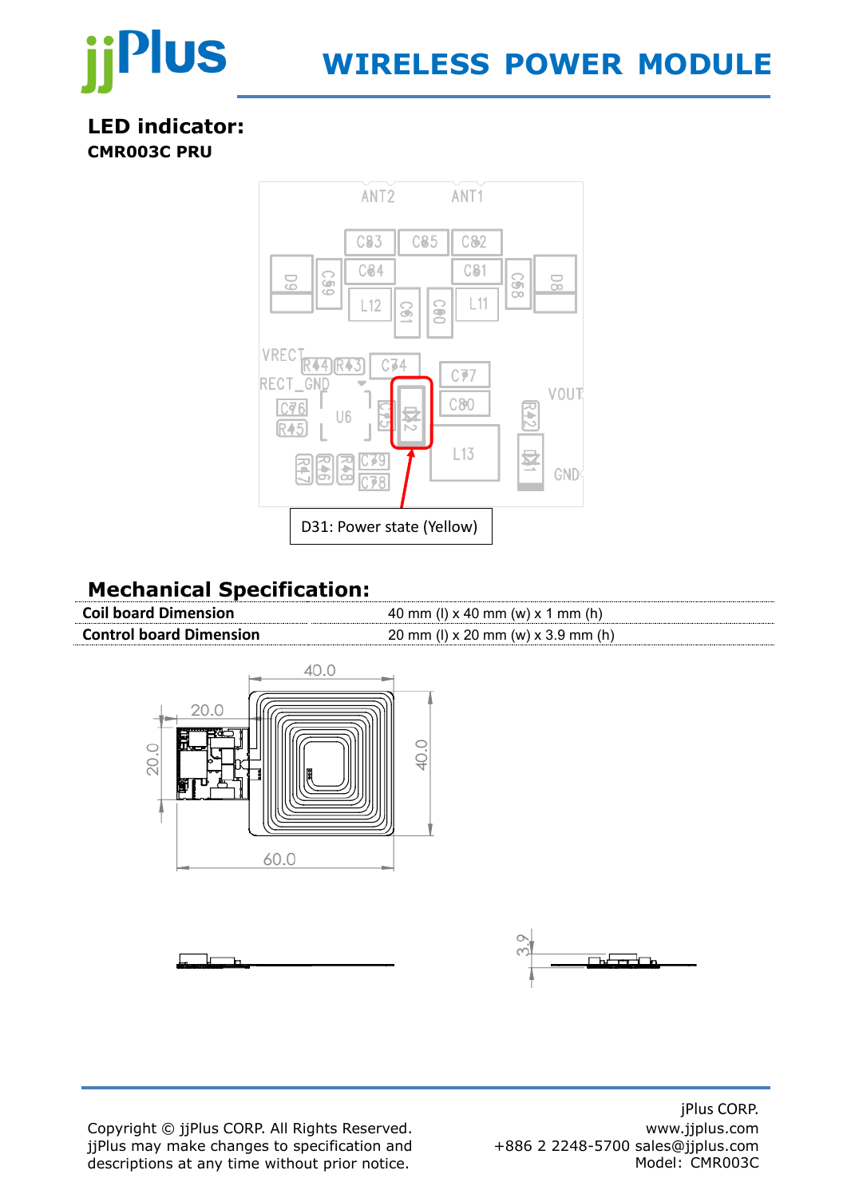## LED indicator:

**CMR003C PRU**

D31: Power state (Yellow)

## Mechanical Specification:

| | |
|---|---|
| **Coil board Dimension** | 40 mm (l) x 40 mm (w) x 1 mm (h) |
| **Control board Dimension** | 20 mm (l) x 20 mm (w) x 3.9 mm (h) |

40.0
20.0
20.0
40.0
60.0
3.9

Copyright © jjPlus CORP. All Rights Reserved.
jjPlus may make changes to specification and descriptions at any time without prior notice.

jPlus CORP.
www.jjplus.com
+886 2 2248-5700 sales@jjplus.com
Model: CMR003C